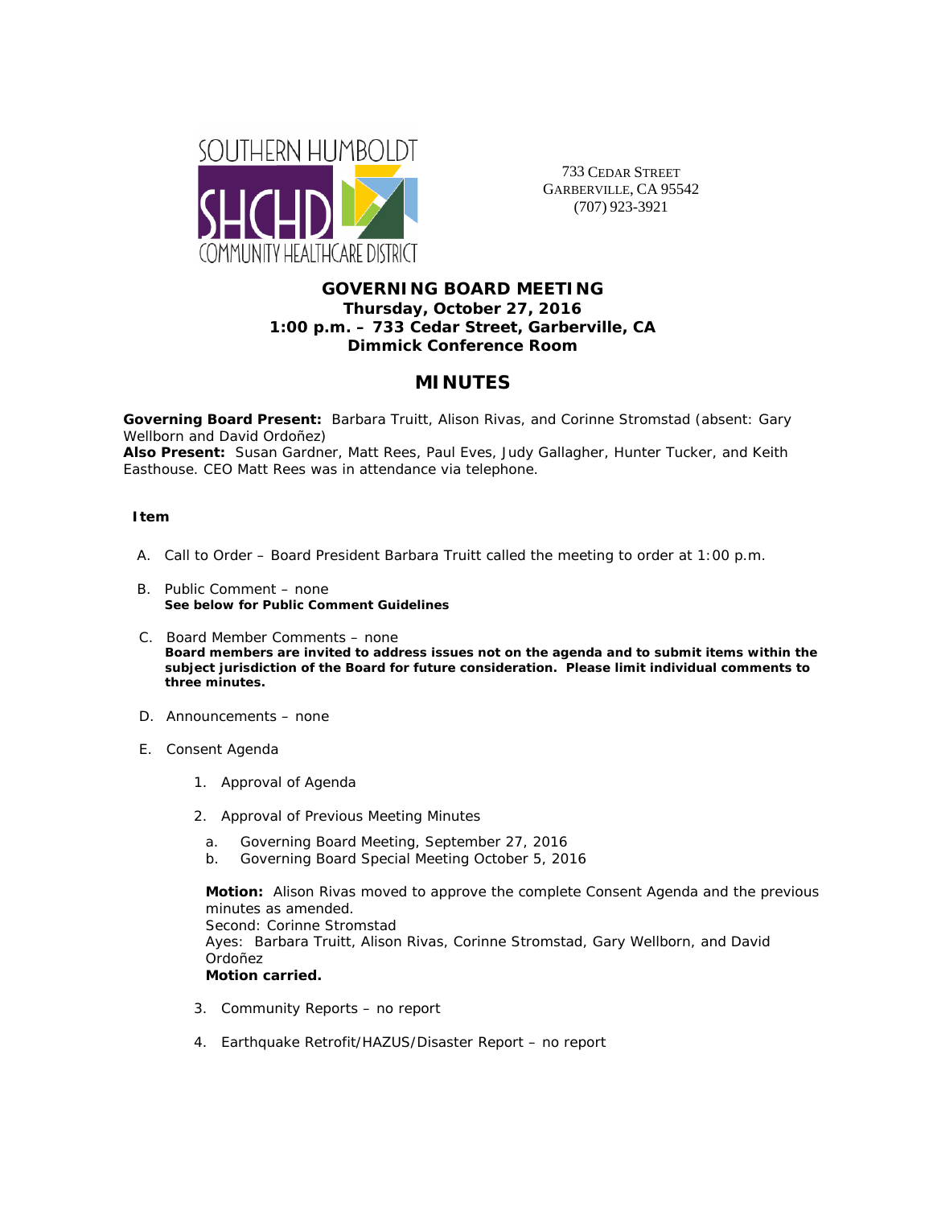SOUTHERN HUMBOLDT
SHCHD
COMMUNITY HEALTHCARE DISTRICT

733 CEDAR STREET
GARBERVILLE, CA 95542
(707) 923-3921

## GOVERNING BOARD MEETING

**Thursday, October 27, 2016**
**1:00 p.m. – 733 Cedar Street, Garberville, CA**
**Dimmick Conference Room**

# MINUTES

**Governing Board Present:** Barbara Truitt, Alison Rivas, and Corinne Stromstad (absent: Gary Wellborn and David Ordoñez)
**Also Present:** Susan Gardner, Matt Rees, Paul Eves, Judy Gallagher, Hunter Tucker, and Keith Easthouse. CEO Matt Rees was in attendance via telephone.

**Item**

A. Call to Order – Board President Barbara Truitt called the meeting to order at 1:00 p.m.

B. Public Comment – none
**See below for Public Comment Guidelines**

C. Board Member Comments – none
**Board members are invited to address issues not on the agenda and to submit items within the subject jurisdiction of the Board for future consideration. Please limit individual comments to three minutes.**

D. Announcements – none

E. Consent Agenda

1. Approval of Agenda
2. Approval of Previous Meeting Minutes
   a. Governing Board Meeting, September 27, 2016
   b. Governing Board Special Meeting October 5, 2016

   **Motion:** Alison Rivas moved to approve the complete Consent Agenda and the previous minutes as amended.
   Second: Corinne Stromstad
   Ayes: Barbara Truitt, Alison Rivas, Corinne Stromstad, Gary Wellborn, and David Ordoñez
   **Motion carried.**

3. Community Reports – no report
4. Earthquake Retrofit/HAZUS/Disaster Report – no report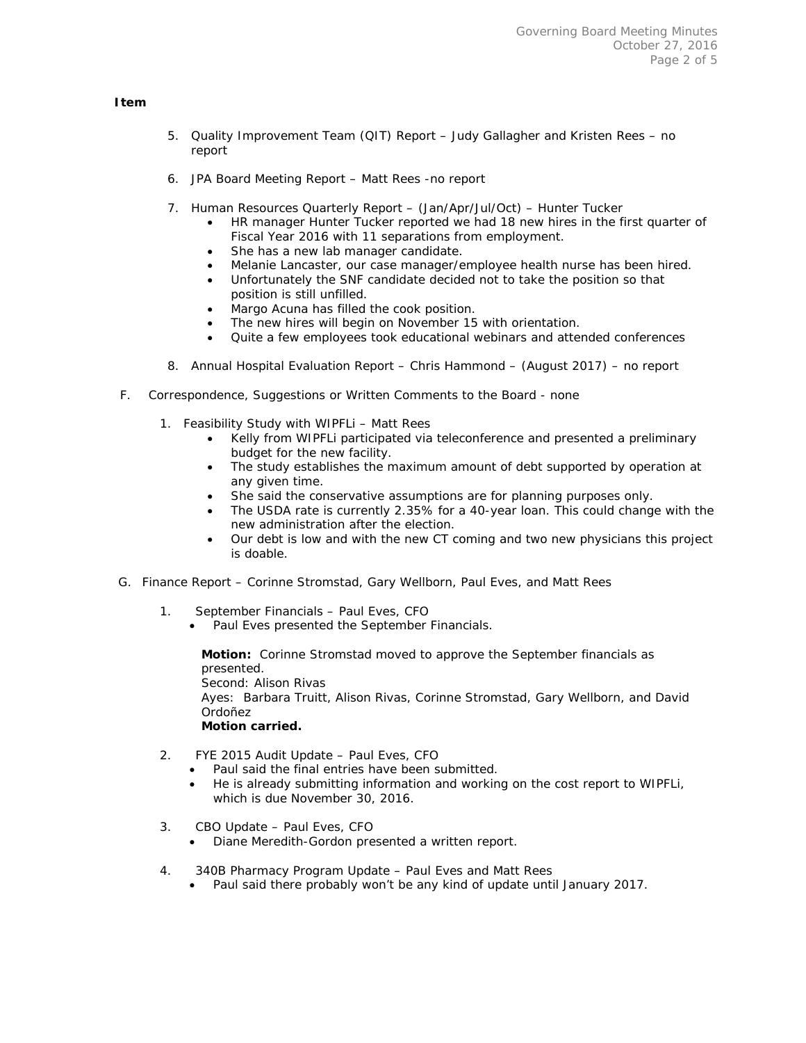**Item**

5. Quality Improvement Team (QIT) Report – Judy Gallagher and Kristen Rees – no report

6. JPA Board Meeting Report – Matt Rees -no report

7. Human Resources Quarterly Report – (Jan/Apr/Jul/Oct) – Hunter Tucker
    - HR manager Hunter Tucker reported we had 18 new hires in the first quarter of Fiscal Year 2016 with 11 separations from employment.
    - She has a new lab manager candidate.
    - Melanie Lancaster, our case manager/employee health nurse has been hired.
    - Unfortunately the SNF candidate decided not to take the position so that position is still unfilled.
    - Margo Acuna has filled the cook position.
    - The new hires will begin on November 15 with orientation.
    - Quite a few employees took educational webinars and attended conferences

8. Annual Hospital Evaluation Report – Chris Hammond – (August 2017) – no report

F. Correspondence, Suggestions or Written Comments to the Board - none

1. Feasibility Study with WIPFLi – Matt Rees
    - Kelly from WIPFLi participated via teleconference and presented a preliminary budget for the new facility.
    - The study establishes the maximum amount of debt supported by operation at any given time.
    - She said the conservative assumptions are for planning purposes only.
    - The USDA rate is currently 2.35% for a 40-year loan. This could change with the new administration after the election.
    - Our debt is low and with the new CT coming and two new physicians this project is doable.

G. Finance Report – Corinne Stromstad, Gary Wellborn, Paul Eves, and Matt Rees

1. September Financials – Paul Eves, CFO
    - Paul Eves presented the September Financials.

   **Motion:** Corinne Stromstad moved to approve the September financials as presented.
   Second: Alison Rivas
   Ayes: Barbara Truitt, Alison Rivas, Corinne Stromstad, Gary Wellborn, and David Ordoñez
   **Motion carried.**

2. FYE 2015 Audit Update – Paul Eves, CFO
    - Paul said the final entries have been submitted.
    - He is already submitting information and working on the cost report to WIPFLi, which is due November 30, 2016.

3. CBO Update – Paul Eves, CFO
    - Diane Meredith-Gordon presented a written report.

4. 340B Pharmacy Program Update – Paul Eves and Matt Rees
    - Paul said there probably won't be any kind of update until January 2017.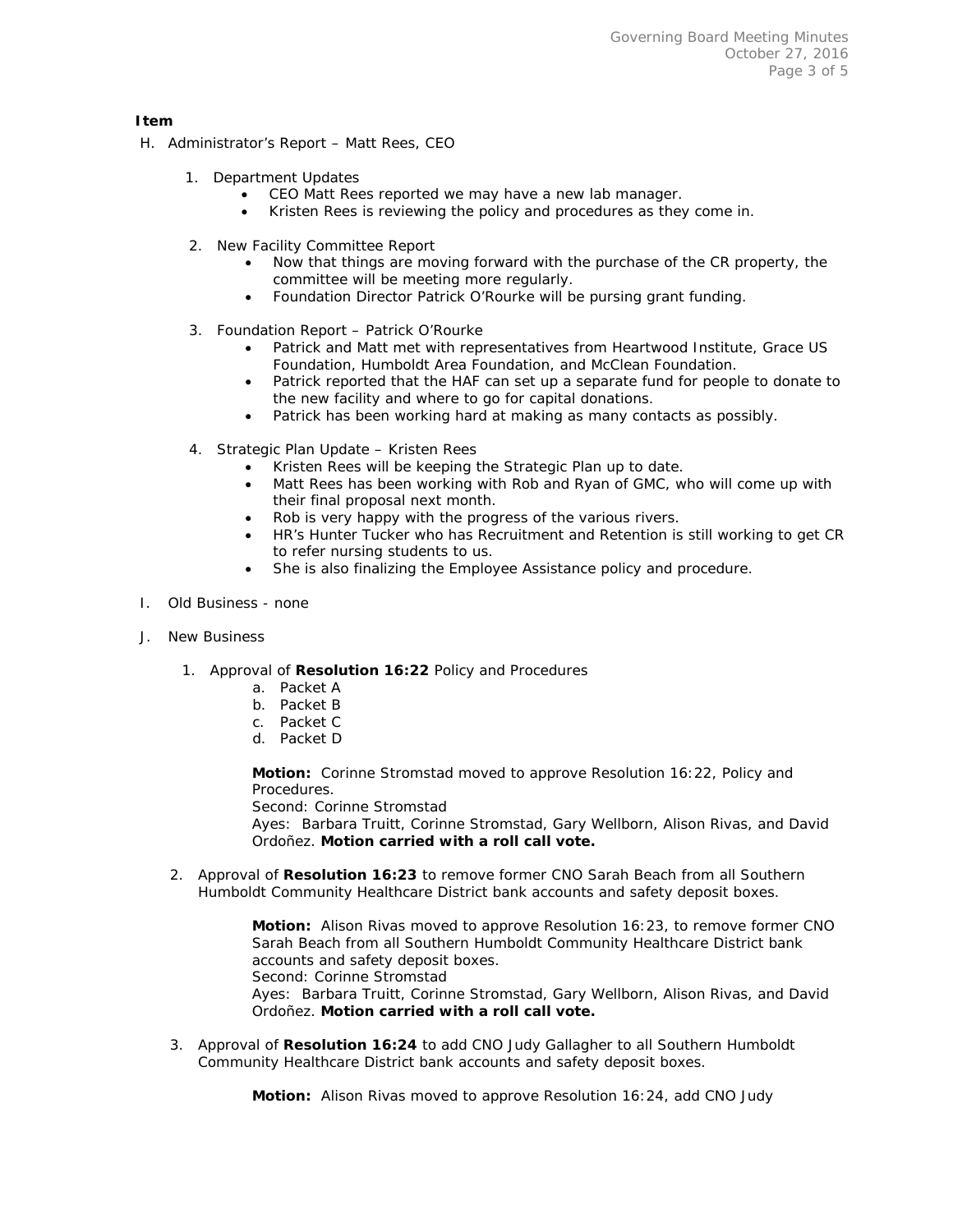**Item**

H. Administrator's Report – Matt Rees, CEO

1. Department Updates
    - CEO Matt Rees reported we may have a new lab manager.
    - Kristen Rees is reviewing the policy and procedures as they come in.

2. New Facility Committee Report
    - Now that things are moving forward with the purchase of the CR property, the committee will be meeting more regularly.
    - Foundation Director Patrick O'Rourke will be pursing grant funding.

3. Foundation Report – Patrick O'Rourke
    - Patrick and Matt met with representatives from Heartwood Institute, Grace US Foundation, Humboldt Area Foundation, and McClean Foundation.
    - Patrick reported that the HAF can set up a separate fund for people to donate to the new facility and where to go for capital donations.
    - Patrick has been working hard at making as many contacts as possibly.

4. Strategic Plan Update – Kristen Rees
    - Kristen Rees will be keeping the Strategic Plan up to date.
    - Matt Rees has been working with Rob and Ryan of GMC, who will come up with their final proposal next month.
    - Rob is very happy with the progress of the various rivers.
    - HR's Hunter Tucker who has Recruitment and Retention is still working to get CR to refer nursing students to us.
    - She is also finalizing the Employee Assistance policy and procedure.

I. Old Business - none

J. New Business

1. Approval of **Resolution 16:22** Policy and Procedures
    a. Packet A
    b. Packet B
    c. Packet C
    d. Packet D

    **Motion:** Corinne Stromstad moved to approve Resolution 16:22, Policy and Procedures.
    Second: Corinne Stromstad
    Ayes: Barbara Truitt, Corinne Stromstad, Gary Wellborn, Alison Rivas, and David Ordoñez. **Motion carried with a roll call vote.**

2. Approval of **Resolution 16:23** to remove former CNO Sarah Beach from all Southern Humboldt Community Healthcare District bank accounts and safety deposit boxes.

    **Motion:** Alison Rivas moved to approve Resolution 16:23, to remove former CNO Sarah Beach from all Southern Humboldt Community Healthcare District bank accounts and safety deposit boxes.
    Second: Corinne Stromstad
    Ayes: Barbara Truitt, Corinne Stromstad, Gary Wellborn, Alison Rivas, and David Ordoñez. **Motion carried with a roll call vote.**

3. Approval of **Resolution 16:24** to add CNO Judy Gallagher to all Southern Humboldt Community Healthcare District bank accounts and safety deposit boxes.

    **Motion:** Alison Rivas moved to approve Resolution 16:24, add CNO Judy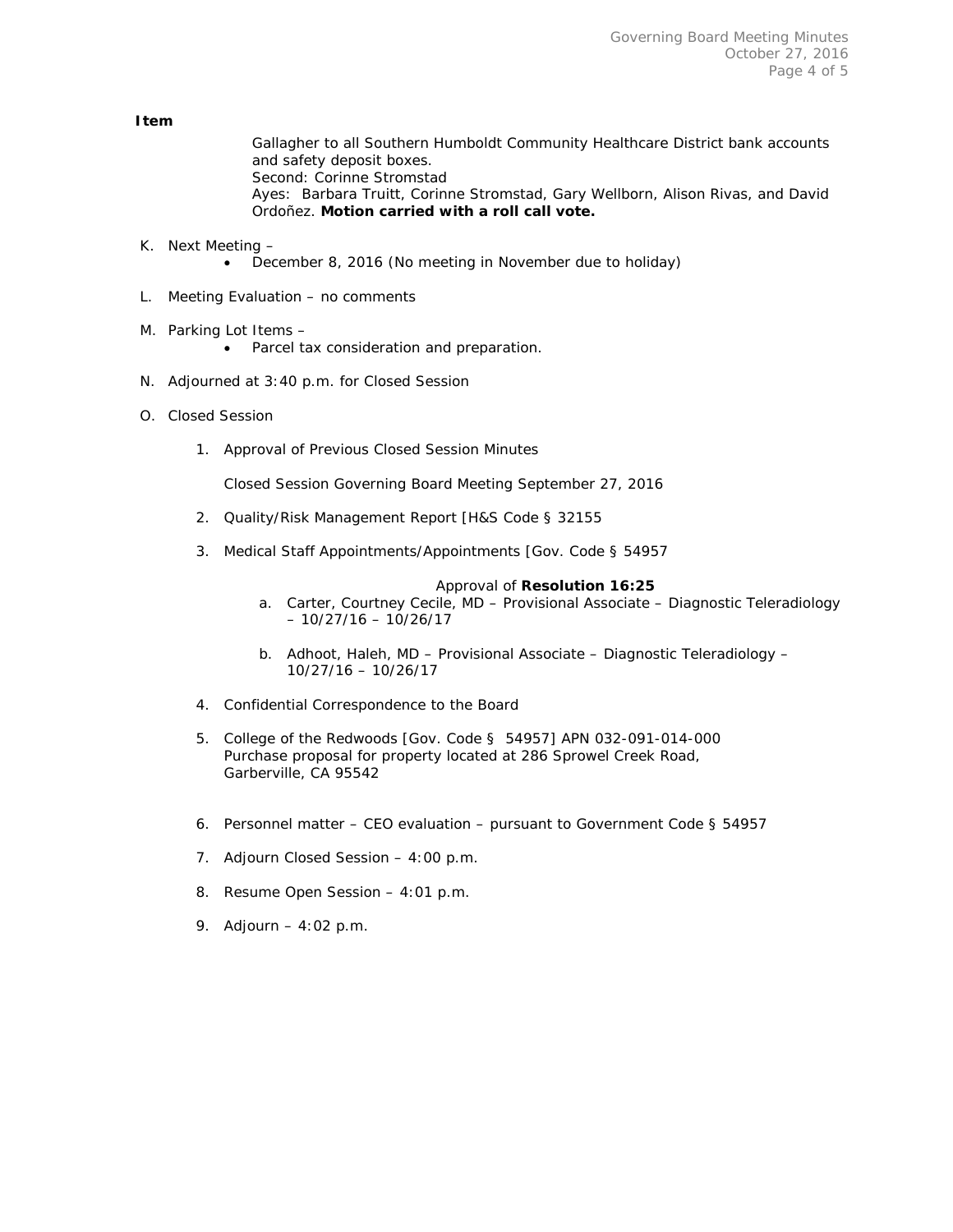**Item**

Gallagher to all Southern Humboldt Community Healthcare District bank accounts and safety deposit boxes.
Second: Corinne Stromstad
Ayes: Barbara Truitt, Corinne Stromstad, Gary Wellborn, Alison Rivas, and David Ordoñez. **Motion carried with a roll call vote.**

K. Next Meeting –
   - December 8, 2016 (No meeting in November due to holiday)

L. Meeting Evaluation – no comments

M. Parking Lot Items –
   - Parcel tax consideration and preparation.

N. Adjourned at 3:40 p.m. for Closed Session

O. Closed Session

   1. Approval of Previous Closed Session Minutes

      Closed Session Governing Board Meeting September 27, 2016

   2. Quality/Risk Management Report [H&S Code § 32155

   3. Medical Staff Appointments/Appointments [Gov. Code § 54957

      Approval of **Resolution 16:25**

      a. Carter, Courtney Cecile, MD – Provisional Associate – Diagnostic Teleradiology – 10/27/16 – 10/26/17

      b. Adhoot, Haleh, MD – Provisional Associate – Diagnostic Teleradiology – 10/27/16 – 10/26/17

   4. Confidential Correspondence to the Board

   5. College of the Redwoods [Gov. Code § 54957] APN 032-091-014-000
      Purchase proposal for property located at 286 Sprowel Creek Road, Garberville, CA 95542

   6. Personnel matter – CEO evaluation – pursuant to Government Code § 54957

   7. Adjourn Closed Session – 4:00 p.m.

   8. Resume Open Session – 4:01 p.m.

   9. Adjourn – 4:02 p.m.